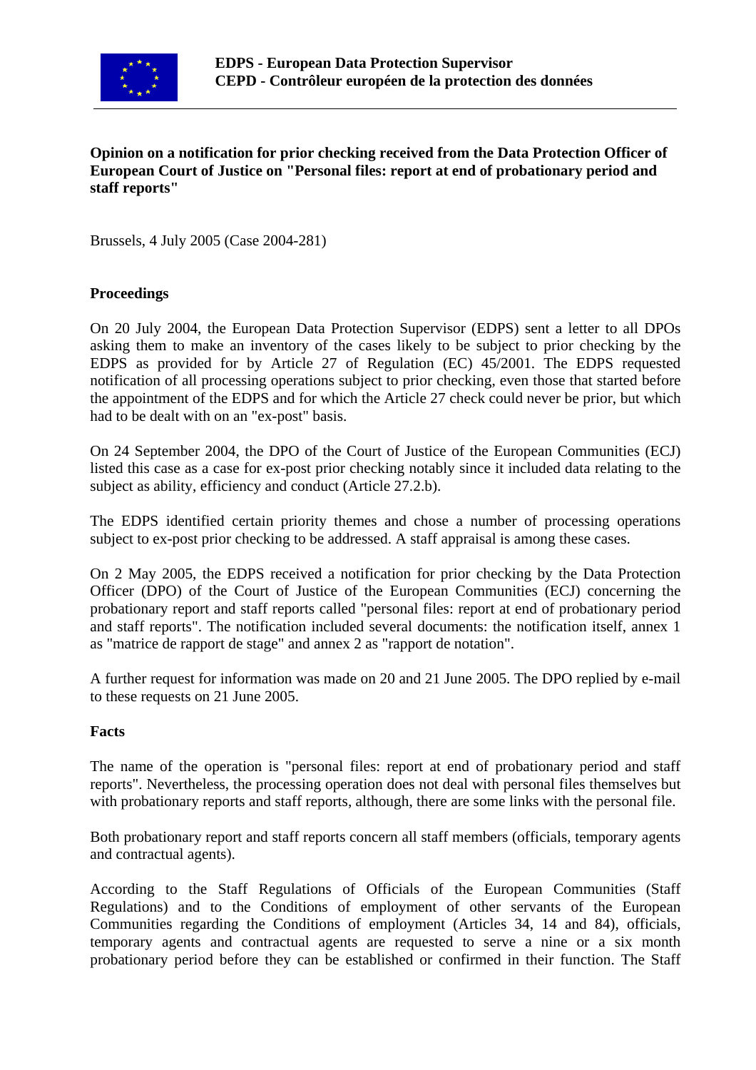**EDPS - European Data Protection Supervisor**
**CEPD - Contrôleur européen de la protection des données**

**Opinion on a notification for prior checking received from the Data Protection Officer of European Court of Justice on "Personal files: report at end of probationary period and staff reports"**

Brussels, 4 July 2005 (Case 2004-281)

**Proceedings**

On 20 July 2004, the European Data Protection Supervisor (EDPS) sent a letter to all DPOs asking them to make an inventory of the cases likely to be subject to prior checking by the EDPS as provided for by Article 27 of Regulation (EC) 45/2001. The EDPS requested notification of all processing operations subject to prior checking, even those that started before the appointment of the EDPS and for which the Article 27 check could never be prior, but which had to be dealt with on an "ex-post" basis.

On 24 September 2004, the DPO of the Court of Justice of the European Communities (ECJ) listed this case as a case for ex-post prior checking notably since it included data relating to the subject as ability, efficiency and conduct (Article 27.2.b).

The EDPS identified certain priority themes and chose a number of processing operations subject to ex-post prior checking to be addressed. A staff appraisal is among these cases.

On 2 May 2005, the EDPS received a notification for prior checking by the Data Protection Officer (DPO) of the Court of Justice of the European Communities (ECJ) concerning the probationary report and staff reports called "personal files: report at end of probationary period and staff reports". The notification included several documents: the notification itself, annex 1 as "matrice de rapport de stage" and annex 2 as "rapport de notation".

A further request for information was made on 20 and 21 June 2005. The DPO replied by e-mail to these requests on 21 June 2005.

**Facts**

The name of the operation is "personal files: report at end of probationary period and staff reports". Nevertheless, the processing operation does not deal with personal files themselves but with probationary reports and staff reports, although, there are some links with the personal file.

Both probationary report and staff reports concern all staff members (officials, temporary agents and contractual agents).

According to the Staff Regulations of Officials of the European Communities (Staff Regulations) and to the Conditions of employment of other servants of the European Communities regarding the Conditions of employment (Articles 34, 14 and 84), officials, temporary agents and contractual agents are requested to serve a nine or a six month probationary period before they can be established or confirmed in their function. The Staff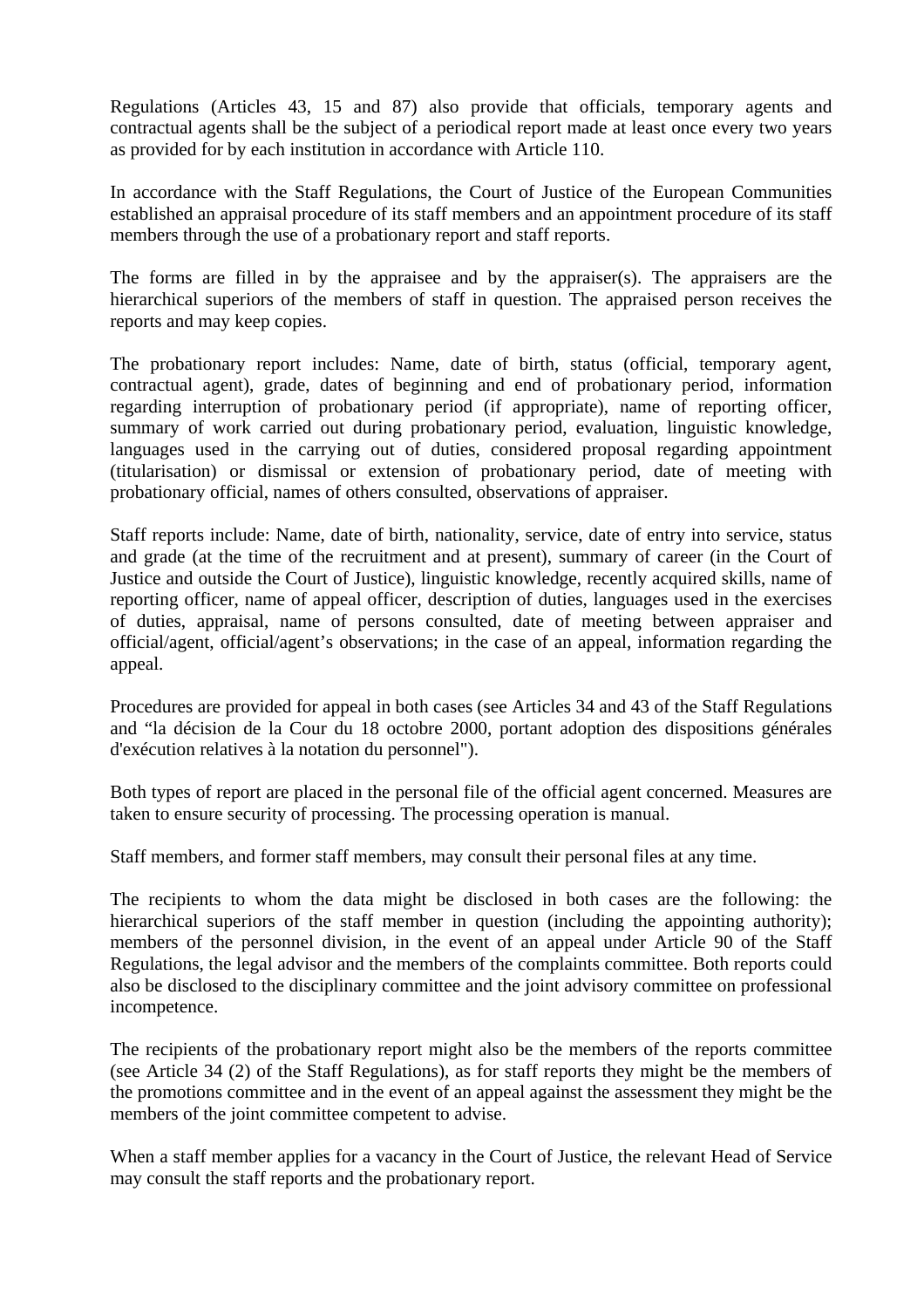Regulations (Articles 43, 15 and 87) also provide that officials, temporary agents and contractual agents shall be the subject of a periodical report made at least once every two years as provided for by each institution in accordance with Article 110.

In accordance with the Staff Regulations, the Court of Justice of the European Communities established an appraisal procedure of its staff members and an appointment procedure of its staff members through the use of a probationary report and staff reports.

The forms are filled in by the appraisee and by the appraiser(s). The appraisers are the hierarchical superiors of the members of staff in question. The appraised person receives the reports and may keep copies.

The probationary report includes: Name, date of birth, status (official, temporary agent, contractual agent), grade, dates of beginning and end of probationary period, information regarding interruption of probationary period (if appropriate), name of reporting officer, summary of work carried out during probationary period, evaluation, linguistic knowledge, languages used in the carrying out of duties, considered proposal regarding appointment (titularisation) or dismissal or extension of probationary period, date of meeting with probationary official, names of others consulted, observations of appraiser.

Staff reports include: Name, date of birth, nationality, service, date of entry into service, status and grade (at the time of the recruitment and at present), summary of career (in the Court of Justice and outside the Court of Justice), linguistic knowledge, recently acquired skills, name of reporting officer, name of appeal officer, description of duties, languages used in the exercises of duties, appraisal, name of persons consulted, date of meeting between appraiser and official/agent, official/agent's observations; in the case of an appeal, information regarding the appeal.

Procedures are provided for appeal in both cases (see Articles 34 and 43 of the Staff Regulations and "la décision de la Cour du 18 octobre 2000, portant adoption des dispositions générales d'exécution relatives à la notation du personnel").

Both types of report are placed in the personal file of the official agent concerned. Measures are taken to ensure security of processing. The processing operation is manual.

Staff members, and former staff members, may consult their personal files at any time.

The recipients to whom the data might be disclosed in both cases are the following: the hierarchical superiors of the staff member in question (including the appointing authority); members of the personnel division, in the event of an appeal under Article 90 of the Staff Regulations, the legal advisor and the members of the complaints committee. Both reports could also be disclosed to the disciplinary committee and the joint advisory committee on professional incompetence.

The recipients of the probationary report might also be the members of the reports committee (see Article 34 (2) of the Staff Regulations), as for staff reports they might be the members of the promotions committee and in the event of an appeal against the assessment they might be the members of the joint committee competent to advise.

When a staff member applies for a vacancy in the Court of Justice, the relevant Head of Service may consult the staff reports and the probationary report.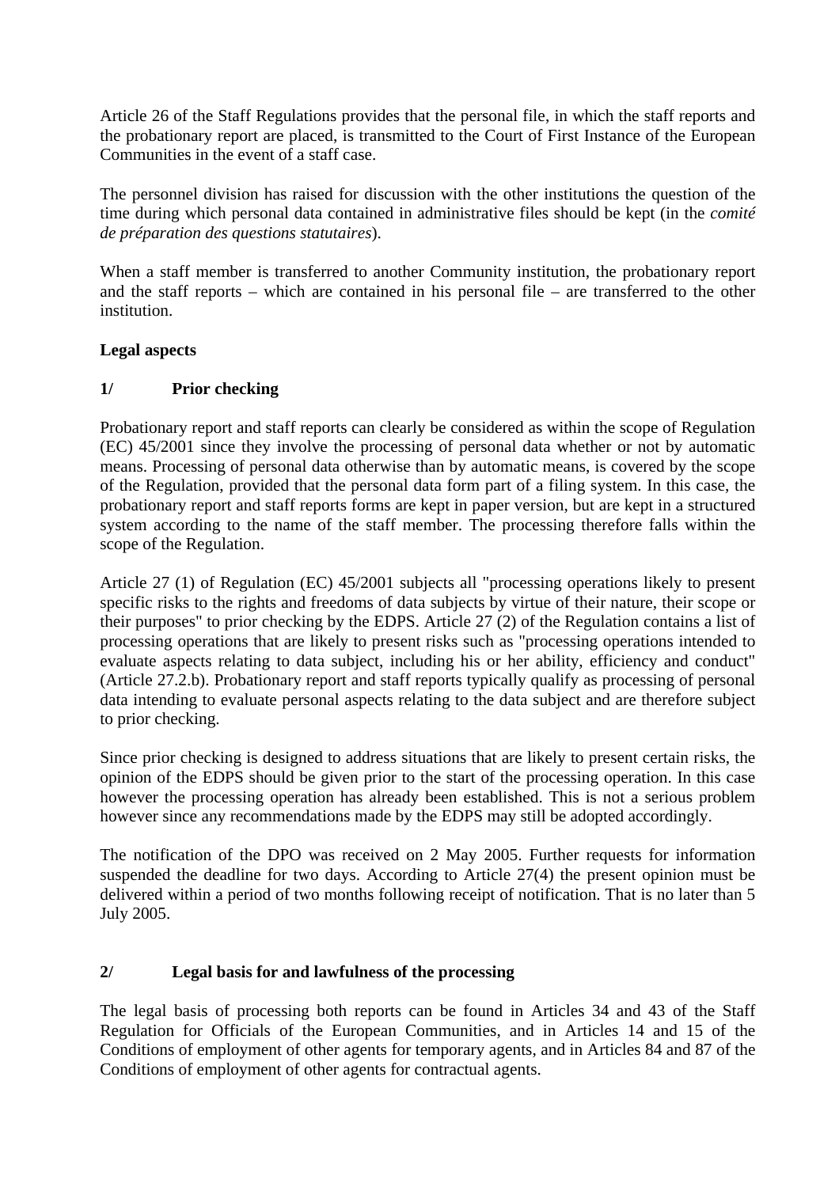Article 26 of the Staff Regulations provides that the personal file, in which the staff reports and the probationary report are placed, is transmitted to the Court of First Instance of the European Communities in the event of a staff case.

The personnel division has raised for discussion with the other institutions the question of the time during which personal data contained in administrative files should be kept (in the *comité de préparation des questions statutaires*).

When a staff member is transferred to another Community institution, the probationary report and the staff reports – which are contained in his personal file – are transferred to the other institution.

**Legal aspects**

## 1/ Prior checking

Probationary report and staff reports can clearly be considered as within the scope of Regulation (EC) 45/2001 since they involve the processing of personal data whether or not by automatic means. Processing of personal data otherwise than by automatic means, is covered by the scope of the Regulation, provided that the personal data form part of a filing system. In this case, the probationary report and staff reports forms are kept in paper version, but are kept in a structured system according to the name of the staff member. The processing therefore falls within the scope of the Regulation.

Article 27 (1) of Regulation (EC) 45/2001 subjects all "processing operations likely to present specific risks to the rights and freedoms of data subjects by virtue of their nature, their scope or their purposes" to prior checking by the EDPS. Article 27 (2) of the Regulation contains a list of processing operations that are likely to present risks such as "processing operations intended to evaluate aspects relating to data subject, including his or her ability, efficiency and conduct" (Article 27.2.b). Probationary report and staff reports typically qualify as processing of personal data intending to evaluate personal aspects relating to the data subject and are therefore subject to prior checking.

Since prior checking is designed to address situations that are likely to present certain risks, the opinion of the EDPS should be given prior to the start of the processing operation. In this case however the processing operation has already been established. This is not a serious problem however since any recommendations made by the EDPS may still be adopted accordingly.

The notification of the DPO was received on 2 May 2005. Further requests for information suspended the deadline for two days. According to Article 27(4) the present opinion must be delivered within a period of two months following receipt of notification. That is no later than 5 July 2005.

## 2/ Legal basis for and lawfulness of the processing

The legal basis of processing both reports can be found in Articles 34 and 43 of the Staff Regulation for Officials of the European Communities, and in Articles 14 and 15 of the Conditions of employment of other agents for temporary agents, and in Articles 84 and 87 of the Conditions of employment of other agents for contractual agents.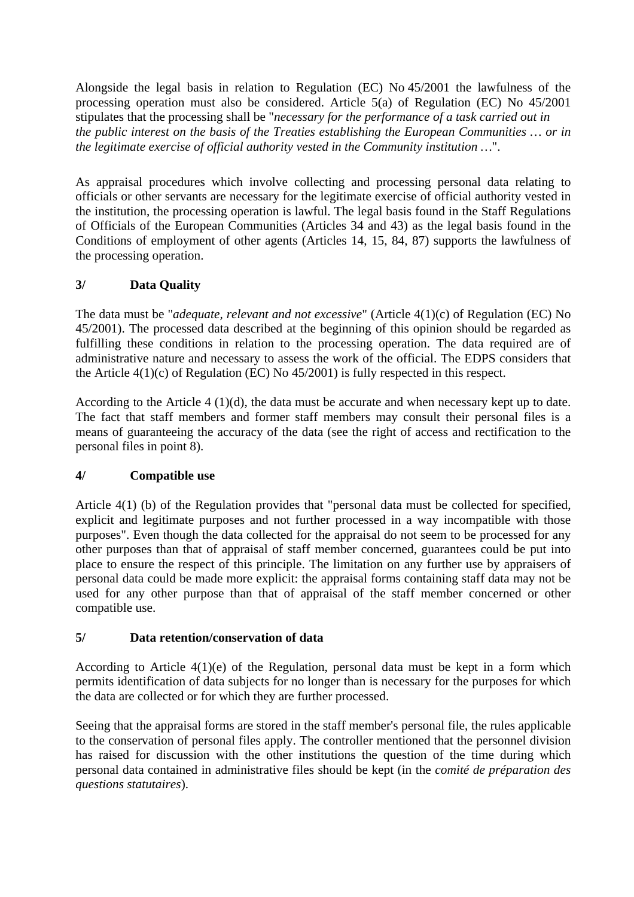Alongside the legal basis in relation to Regulation (EC) No 45/2001 the lawfulness of the processing operation must also be considered. Article 5(a) of Regulation (EC) No 45/2001 stipulates that the processing shall be "*necessary for the performance of a task carried out in the public interest on the basis of the Treaties establishing the European Communities … or in the legitimate exercise of official authority vested in the Community institution …*".

As appraisal procedures which involve collecting and processing personal data relating to officials or other servants are necessary for the legitimate exercise of official authority vested in the institution, the processing operation is lawful. The legal basis found in the Staff Regulations of Officials of the European Communities (Articles 34 and 43) as the legal basis found in the Conditions of employment of other agents (Articles 14, 15, 84, 87) supports the lawfulness of the processing operation.

## 3/ Data Quality

The data must be "*adequate, relevant and not excessive*" (Article 4(1)(c) of Regulation (EC) No 45/2001). The processed data described at the beginning of this opinion should be regarded as fulfilling these conditions in relation to the processing operation. The data required are of administrative nature and necessary to assess the work of the official. The EDPS considers that the Article 4(1)(c) of Regulation (EC) No 45/2001) is fully respected in this respect.

According to the Article 4 (1)(d), the data must be accurate and when necessary kept up to date. The fact that staff members and former staff members may consult their personal files is a means of guaranteeing the accuracy of the data (see the right of access and rectification to the personal files in point 8).

## 4/ Compatible use

Article 4(1) (b) of the Regulation provides that "personal data must be collected for specified, explicit and legitimate purposes and not further processed in a way incompatible with those purposes". Even though the data collected for the appraisal do not seem to be processed for any other purposes than that of appraisal of staff member concerned, guarantees could be put into place to ensure the respect of this principle. The limitation on any further use by appraisers of personal data could be made more explicit: the appraisal forms containing staff data may not be used for any other purpose than that of appraisal of the staff member concerned or other compatible use.

## 5/ Data retention/conservation of data

According to Article 4(1)(e) of the Regulation, personal data must be kept in a form which permits identification of data subjects for no longer than is necessary for the purposes for which the data are collected or for which they are further processed.

Seeing that the appraisal forms are stored in the staff member's personal file, the rules applicable to the conservation of personal files apply. The controller mentioned that the personnel division has raised for discussion with the other institutions the question of the time during which personal data contained in administrative files should be kept (in the *comité de préparation des questions statutaires*).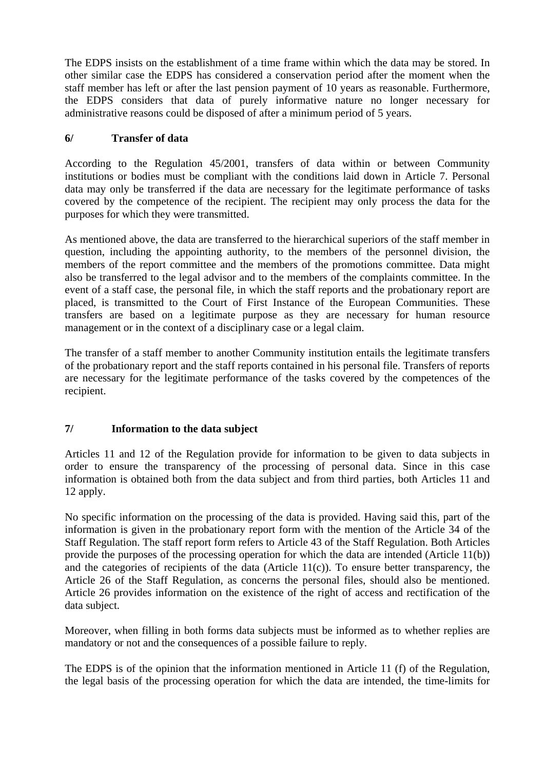The EDPS insists on the establishment of a time frame within which the data may be stored. In other similar case the EDPS has considered a conservation period after the moment when the staff member has left or after the last pension payment of 10 years as reasonable. Furthermore, the EDPS considers that data of purely informative nature no longer necessary for administrative reasons could be disposed of after a minimum period of 5 years.

### 6/ Transfer of data

According to the Regulation 45/2001, transfers of data within or between Community institutions or bodies must be compliant with the conditions laid down in Article 7. Personal data may only be transferred if the data are necessary for the legitimate performance of tasks covered by the competence of the recipient. The recipient may only process the data for the purposes for which they were transmitted.

As mentioned above, the data are transferred to the hierarchical superiors of the staff member in question, including the appointing authority, to the members of the personnel division, the members of the report committee and the members of the promotions committee. Data might also be transferred to the legal advisor and to the members of the complaints committee. In the event of a staff case, the personal file, in which the staff reports and the probationary report are placed, is transmitted to the Court of First Instance of the European Communities. These transfers are based on a legitimate purpose as they are necessary for human resource management or in the context of a disciplinary case or a legal claim.

The transfer of a staff member to another Community institution entails the legitimate transfers of the probationary report and the staff reports contained in his personal file. Transfers of reports are necessary for the legitimate performance of the tasks covered by the competences of the recipient.

### 7/ Information to the data subject

Articles 11 and 12 of the Regulation provide for information to be given to data subjects in order to ensure the transparency of the processing of personal data. Since in this case information is obtained both from the data subject and from third parties, both Articles 11 and 12 apply.

No specific information on the processing of the data is provided. Having said this, part of the information is given in the probationary report form with the mention of the Article 34 of the Staff Regulation. The staff report form refers to Article 43 of the Staff Regulation. Both Articles provide the purposes of the processing operation for which the data are intended (Article 11(b)) and the categories of recipients of the data (Article 11(c)). To ensure better transparency, the Article 26 of the Staff Regulation, as concerns the personal files, should also be mentioned. Article 26 provides information on the existence of the right of access and rectification of the data subject.

Moreover, when filling in both forms data subjects must be informed as to whether replies are mandatory or not and the consequences of a possible failure to reply.

The EDPS is of the opinion that the information mentioned in Article 11 (f) of the Regulation, the legal basis of the processing operation for which the data are intended, the time-limits for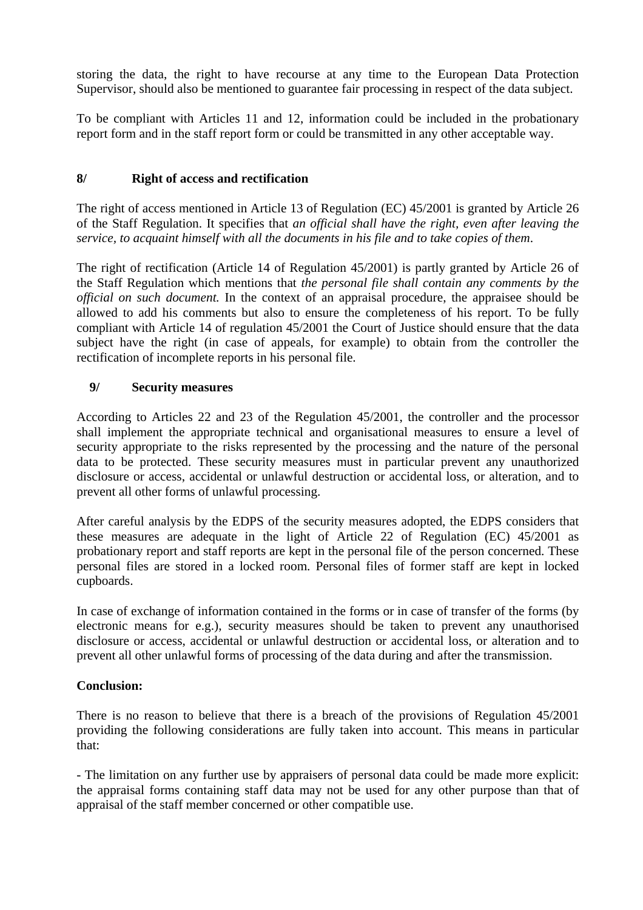storing the data, the right to have recourse at any time to the European Data Protection Supervisor, should also be mentioned to guarantee fair processing in respect of the data subject.

To be compliant with Articles 11 and 12, information could be included in the probationary report form and in the staff report form or could be transmitted in any other acceptable way.

### 8/ Right of access and rectification

The right of access mentioned in Article 13 of Regulation (EC) 45/2001 is granted by Article 26 of the Staff Regulation. It specifies that *an official shall have the right, even after leaving the service, to acquaint himself with all the documents in his file and to take copies of them*.

The right of rectification (Article 14 of Regulation 45/2001) is partly granted by Article 26 of the Staff Regulation which mentions that *the personal file shall contain any comments by the official on such document.* In the context of an appraisal procedure, the appraisee should be allowed to add his comments but also to ensure the completeness of his report. To be fully compliant with Article 14 of regulation 45/2001 the Court of Justice should ensure that the data subject have the right (in case of appeals, for example) to obtain from the controller the rectification of incomplete reports in his personal file.

### 9/ Security measures

According to Articles 22 and 23 of the Regulation 45/2001, the controller and the processor shall implement the appropriate technical and organisational measures to ensure a level of security appropriate to the risks represented by the processing and the nature of the personal data to be protected. These security measures must in particular prevent any unauthorized disclosure or access, accidental or unlawful destruction or accidental loss, or alteration, and to prevent all other forms of unlawful processing.

After careful analysis by the EDPS of the security measures adopted, the EDPS considers that these measures are adequate in the light of Article 22 of Regulation (EC) 45/2001 as probationary report and staff reports are kept in the personal file of the person concerned. These personal files are stored in a locked room. Personal files of former staff are kept in locked cupboards.

In case of exchange of information contained in the forms or in case of transfer of the forms (by electronic means for e.g.), security measures should be taken to prevent any unauthorised disclosure or access, accidental or unlawful destruction or accidental loss, or alteration and to prevent all other unlawful forms of processing of the data during and after the transmission.

**Conclusion:**

There is no reason to believe that there is a breach of the provisions of Regulation 45/2001 providing the following considerations are fully taken into account. This means in particular that:

- The limitation on any further use by appraisers of personal data could be made more explicit: the appraisal forms containing staff data may not be used for any other purpose than that of appraisal of the staff member concerned or other compatible use.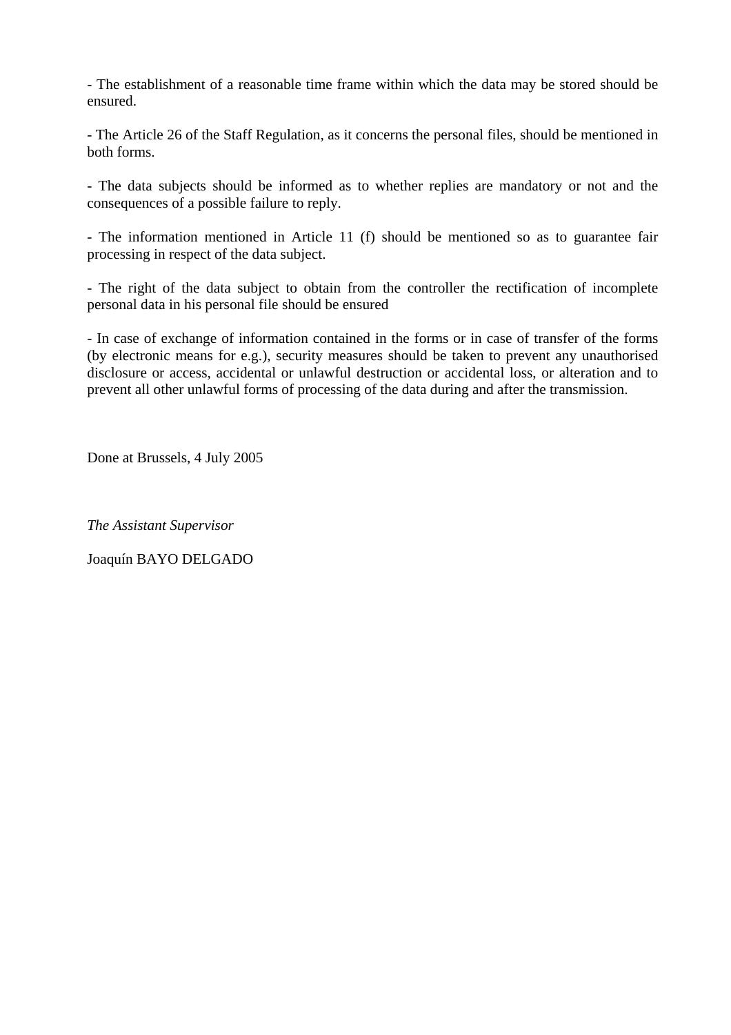- The establishment of a reasonable time frame within which the data may be stored should be ensured.

- The Article 26 of the Staff Regulation, as it concerns the personal files, should be mentioned in both forms.

- The data subjects should be informed as to whether replies are mandatory or not and the consequences of a possible failure to reply.

- The information mentioned in Article 11 (f) should be mentioned so as to guarantee fair processing in respect of the data subject.

- The right of the data subject to obtain from the controller the rectification of incomplete personal data in his personal file should be ensured

- In case of exchange of information contained in the forms or in case of transfer of the forms (by electronic means for e.g.), security measures should be taken to prevent any unauthorised disclosure or access, accidental or unlawful destruction or accidental loss, or alteration and to prevent all other unlawful forms of processing of the data during and after the transmission.

Done at Brussels, 4 July 2005

*The Assistant Supervisor*

Joaquín BAYO DELGADO